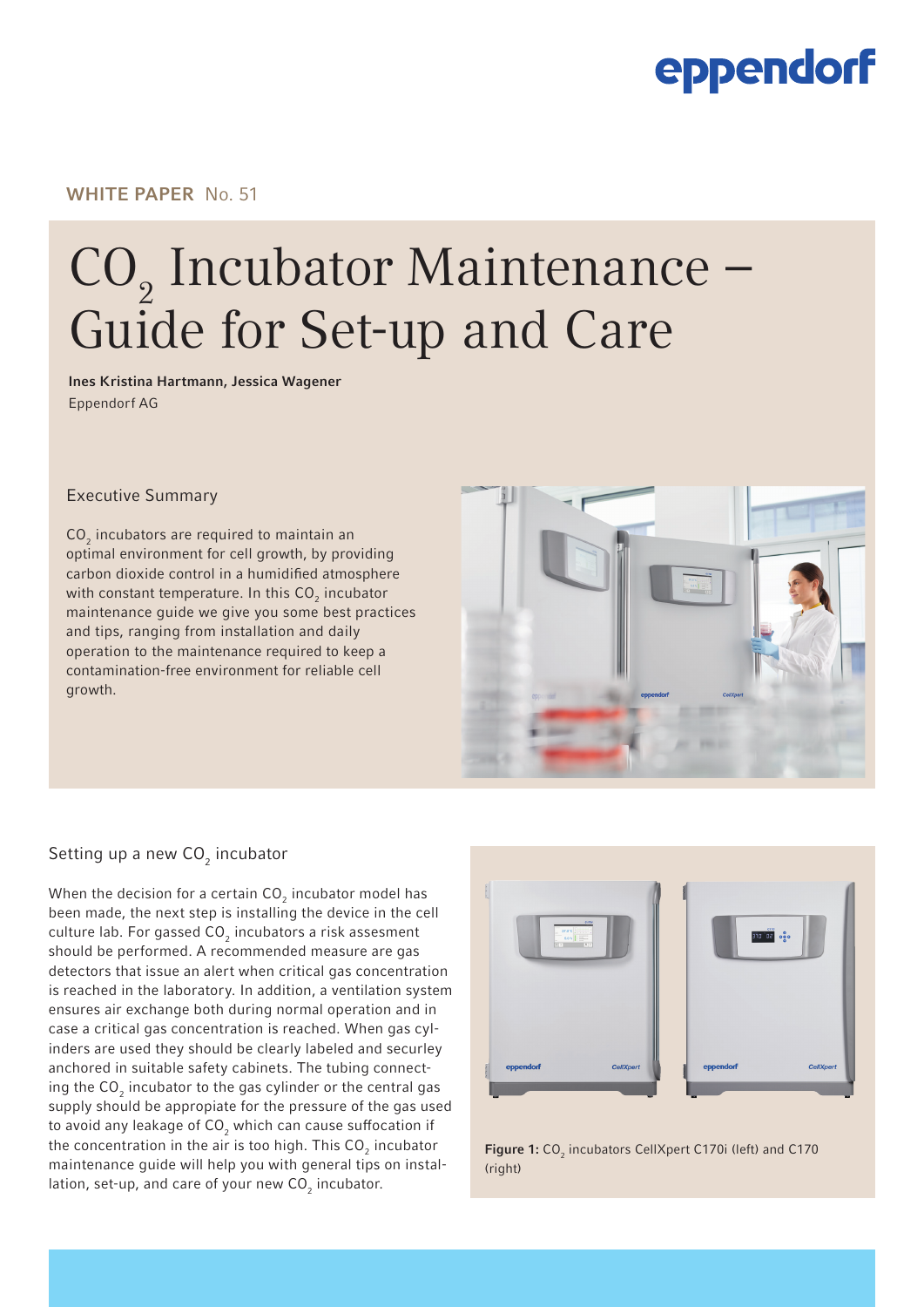WHITE PAPER No. 51

# $CO_2$ Incubator Maintenance – Guide for Set-up and Care

**Ines Kristina Hartmann, Jessica Wagener**
Eppendorf AG

## Executive Summary

$CO_2$ incubators are required to maintain an optimal environment for cell growth, by providing carbon dioxide control in a humidified atmosphere with constant temperature. In this $CO_2$ incubator maintenance guide we give you some best practices and tips, ranging from installation and daily operation to the maintenance required to keep a contamination-free environment for reliable cell growth.

## Setting up a new $CO_2$ incubator

When the decision for a certain $CO_2$ incubator model has been made, the next step is installing the device in the cell culture lab. For gassed $CO_2$ incubators a risk assesment should be performed. A recommended measure are gas detectors that issue an alert when critical gas concentration is reached in the laboratory. In addition, a ventilation system ensures air exchange both during normal operation and in case a critical gas concentration is reached. When gas cylinders are used they should be clearly labeled and securley anchored in suitable safety cabinets. The tubing connecting the $CO_2$ incubator to the gas cylinder or the central gas supply should be appropiate for the pressure of the gas used to avoid any leakage of $CO_2$ which can cause suffocation if the concentration in the air is too high. This $CO_2$ incubator maintenance guide will help you with general tips on installation, set-up, and care of your new $CO_2$ incubator.

**Figure 1:** $CO_2$ incubators CellXpert C170i (left) and C170 (right)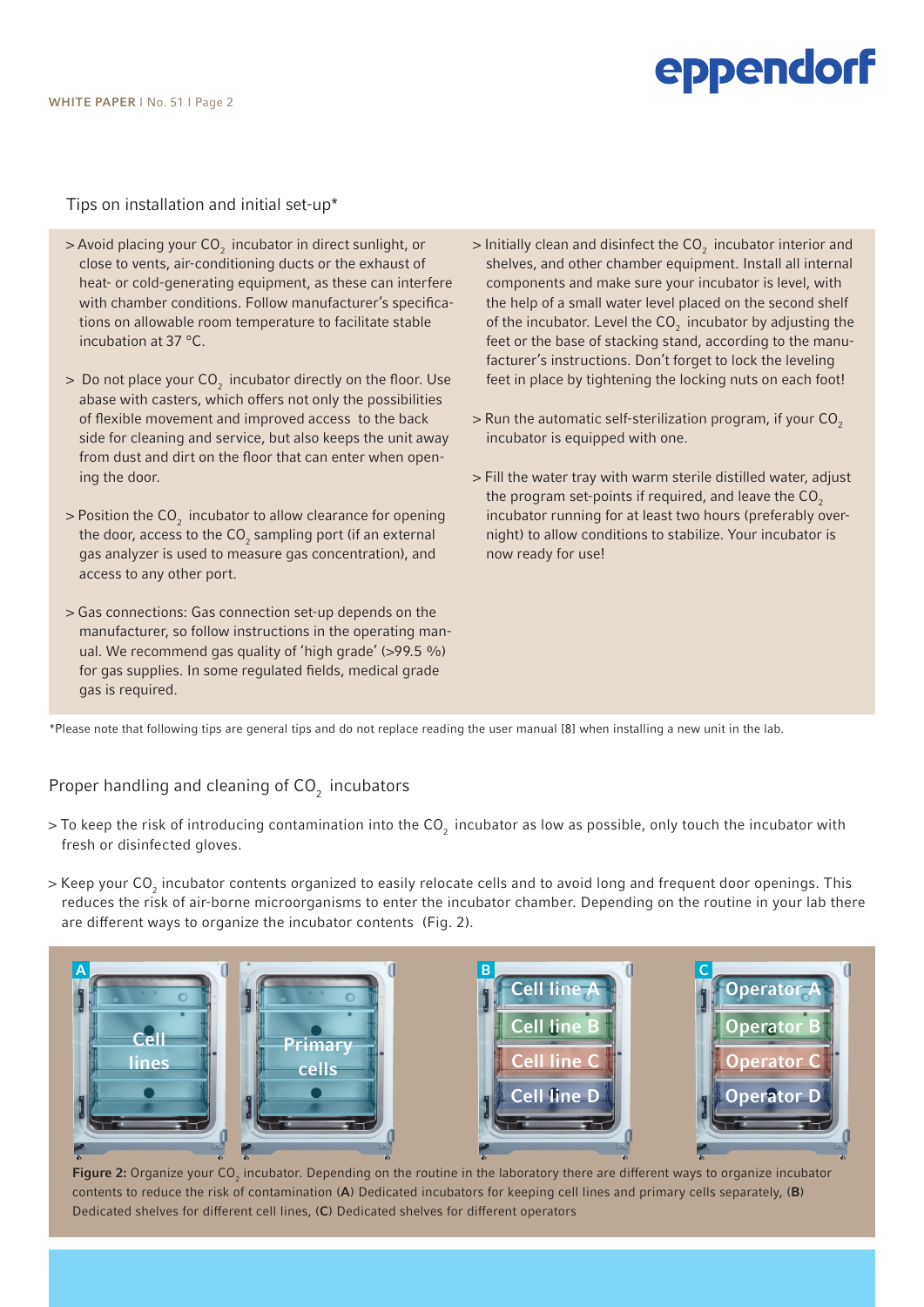## Tips on installation and initial set-up*

- Avoid placing your $CO_2$ incubator in direct sunlight, or close to vents, air-conditioning ducts or the exhaust of heat- or cold-generating equipment, as these can interfere with chamber conditions. Follow manufacturer's specifications on allowable room temperature to facilitate stable incubation at 37 °C.
- Do not place your $CO_2$ incubator directly on the floor. Use abase with casters, which offers not only the possibilities of flexible movement and improved access to the back side for cleaning and service, but also keeps the unit away from dust and dirt on the floor that can enter when opening the door.
- Position the $CO_2$ incubator to allow clearance for opening the door, access to the $CO_2$ sampling port (if an external gas analyzer is used to measure gas concentration), and access to any other port.
- Gas connections: Gas connection set-up depends on the manufacturer, so follow instructions in the operating manual. We recommend gas quality of 'high grade' (>99.5 %) for gas supplies. In some regulated fields, medical grade gas is required.
- Initially clean and disinfect the $CO_2$ incubator interior and shelves, and other chamber equipment. Install all internal components and make sure your incubator is level, with the help of a small water level placed on the second shelf of the incubator. Level the $CO_2$ incubator by adjusting the feet or the base of stacking stand, according to the manufacturer's instructions. Don't forget to lock the leveling feet in place by tightening the locking nuts on each foot!
- Run the automatic self-sterilization program, if your $CO_2$ incubator is equipped with one.
- Fill the water tray with warm sterile distilled water, adjust the program set-points if required, and leave the $CO_2$ incubator running for at least two hours (preferably overnight) to allow conditions to stabilize. Your incubator is now ready for use!

*Please note that following tips are general tips and do not replace reading the user manual [8] when installing a new unit in the lab.

## Proper handling and cleaning of $CO_2$ incubators

- To keep the risk of introducing contamination into the $CO_2$ incubator as low as possible, only touch the incubator with fresh or disinfected gloves.
- Keep your $CO_2$ incubator contents organized to easily relocate cells and to avoid long and frequent door openings. This reduces the risk of air-borne microorganisms to enter the incubator chamber. Depending on the routine in your lab there are different ways to organize the incubator contents (Fig. 2).

**Figure 2:** Organize your $CO_2$ incubator. Depending on the routine in the laboratory there are different ways to organize incubator contents to reduce the risk of contamination (**A**) Dedicated incubators for keeping cell lines and primary cells separately, (**B**) Dedicated shelves for different cell lines, (**C**) Dedicated shelves for different operators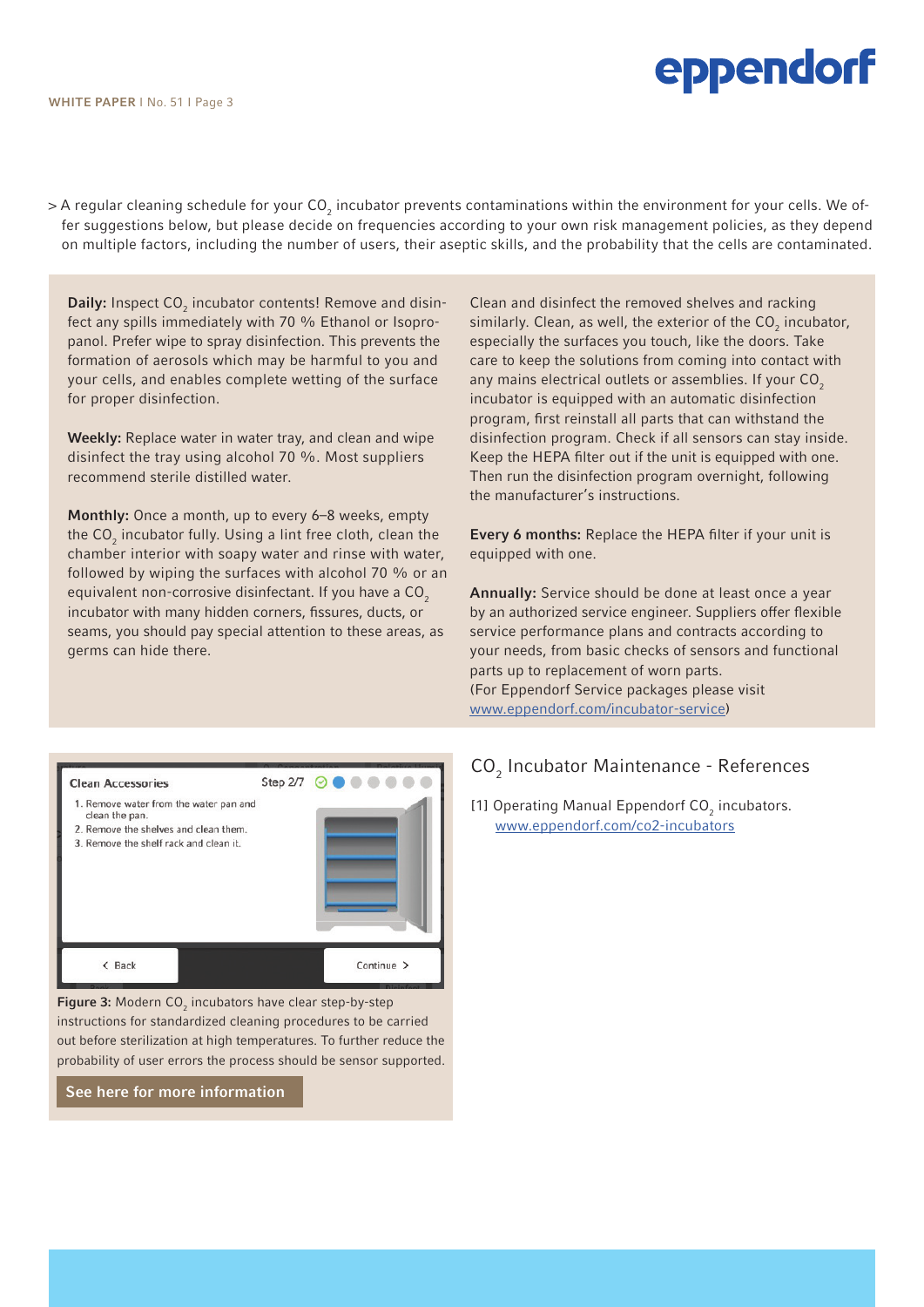> A regular cleaning schedule for your $CO_2$ incubator prevents contaminations within the environment for your cells. We offer suggestions below, but please decide on frequencies according to your own risk management policies, as they depend on multiple factors, including the number of users, their aseptic skills, and the probability that the cells are contaminated.

**Daily:** Inspect $CO_2$ incubator contents! Remove and disinfect any spills immediately with 70 % Ethanol or Isopropanol. Prefer wipe to spray disinfection. This prevents the formation of aerosols which may be harmful to you and your cells, and enables complete wetting of the surface for proper disinfection.

**Weekly:** Replace water in water tray, and clean and wipe disinfect the tray using alcohol 70 %. Most suppliers recommend sterile distilled water.

**Monthly:** Once a month, up to every 6–8 weeks, empty the $CO_2$ incubator fully. Using a lint free cloth, clean the chamber interior with soapy water and rinse with water, followed by wiping the surfaces with alcohol 70 % or an equivalent non-corrosive disinfectant. If you have a $CO_2$ incubator with many hidden corners, fissures, ducts, or seams, you should pay special attention to these areas, as germs can hide there.

Clean and disinfect the removed shelves and racking similarly. Clean, as well, the exterior of the $CO_2$ incubator, especially the surfaces you touch, like the doors. Take care to keep the solutions from coming into contact with any mains electrical outlets or assemblies. If your $CO_2$ incubator is equipped with an automatic disinfection program, first reinstall all parts that can withstand the disinfection program. Check if all sensors can stay inside. Keep the HEPA filter out if the unit is equipped with one. Then run the disinfection program overnight, following the manufacturer's instructions.

**Every 6 months:** Replace the HEPA filter if your unit is equipped with one.

**Annually:** Service should be done at least once a year by an authorized service engineer. Suppliers offer flexible service performance plans and contracts according to your needs, from basic checks of sensors and functional parts up to replacement of worn parts.
(For Eppendorf Service packages please visit www.eppendorf.com/incubator-service)

**Figure 3:** Modern $CO_2$ incubators have clear step-by-step instructions for standardized cleaning procedures to be carried out before sterilization at high temperatures. To further reduce the probability of user errors the process should be sensor supported.

**See here for more information**

## $CO_2$ Incubator Maintenance - References

[1] Operating Manual Eppendorf $CO_2$ incubators. www.eppendorf.com/co2-incubators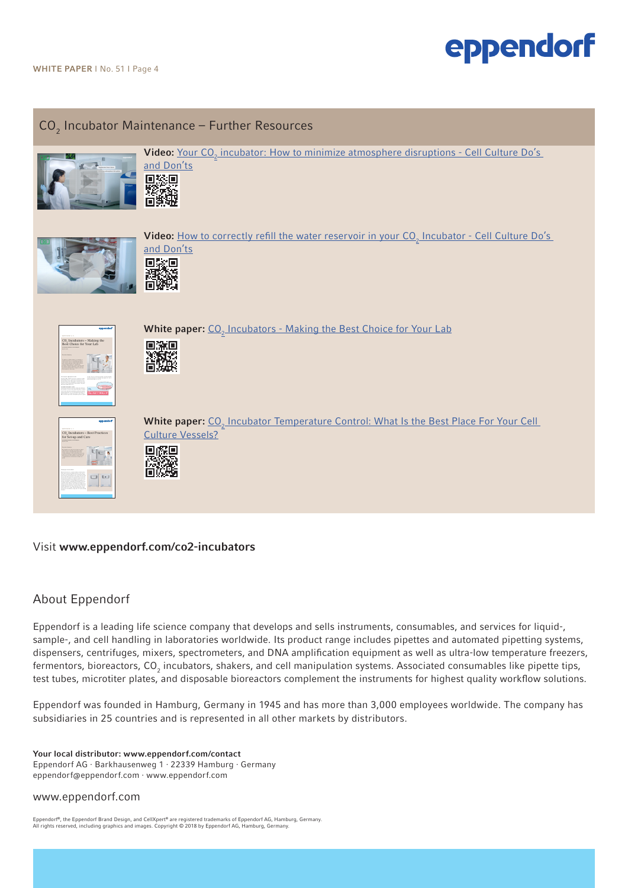## $CO_2$ Incubator Maintenance – Further Resources

**Video:** Your $CO_2$ incubator: How to minimize atmosphere disruptions - Cell Culture Do's and Don'ts

**Video:** How to correctly refill the water reservoir in your $CO_2$ Incubator - Cell Culture Do's and Don'ts

**White paper:** $CO_2$ Incubators - Making the Best Choice for Your Lab

**White paper:** $CO_2$ Incubator Temperature Control: What Is the Best Place For Your Cell Culture Vessels?

Visit **www.eppendorf.com/co2-incubators**

## About Eppendorf

Eppendorf is a leading life science company that develops and sells instruments, consumables, and services for liquid-, sample-, and cell handling in laboratories worldwide. Its product range includes pipettes and automated pipetting systems, dispensers, centrifuges, mixers, spectrometers, and DNA amplification equipment as well as ultra-low temperature freezers, fermentors, bioreactors, $CO_2$ incubators, shakers, and cell manipulation systems. Associated consumables like pipette tips, test tubes, microtiter plates, and disposable bioreactors complement the instruments for highest quality workflow solutions.

Eppendorf was founded in Hamburg, Germany in 1945 and has more than 3,000 employees worldwide. The company has subsidiaries in 25 countries and is represented in all other markets by distributors.

**Your local distributor: www.eppendorf.com/contact**
Eppendorf AG · Barkhausenweg 1 · 22339 Hamburg · Germany
eppendorf@eppendorf.com · www.eppendorf.com

www.eppendorf.com

Eppendorf®, the Eppendorf Brand Design, and CellXpert® are registered trademarks of Eppendorf AG, Hamburg, Germany.
All rights reserved, including graphics and images. Copyright © 2018 by Eppendorf AG, Hamburg, Germany.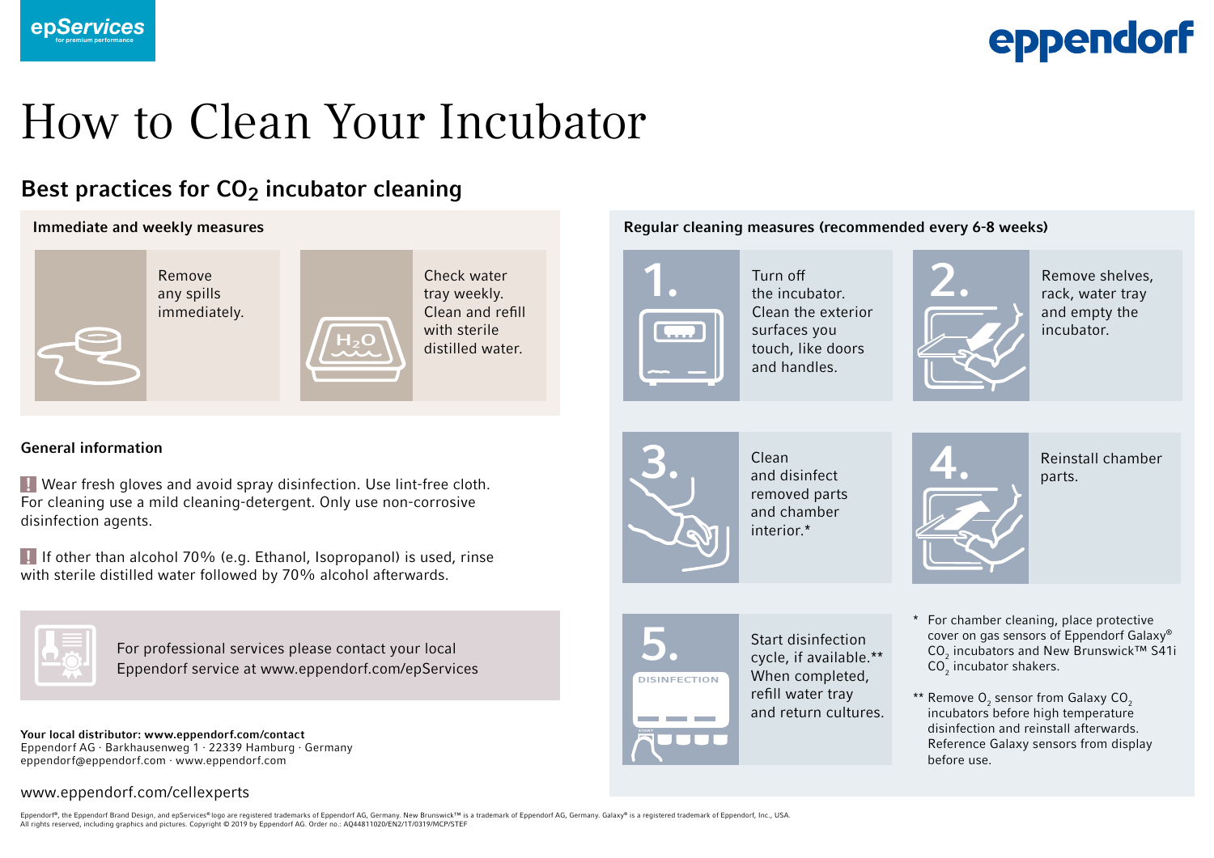epServices for premium performance

eppendorf

# How to Clean Your Incubator

## Best practices for $CO_2$ incubator cleaning

### Immediate and weekly measures

Remove any spills immediately.

Check water tray weekly. Clean and refill with sterile distilled water.

### General information

! Wear fresh gloves and avoid spray disinfection. Use lint-free cloth. For cleaning use a mild cleaning-detergent. Only use non-corrosive disinfection agents.

! If other than alcohol 70% (e.g. Ethanol, Isopropanol) is used, rinse with sterile distilled water followed by 70% alcohol afterwards.

For professional services please contact your local Eppendorf service at www.eppendorf.com/epServices

**Your local distributor: www.eppendorf.com/contact**
Eppendorf AG · Barkhausenweg 1 · 22339 Hamburg · Germany
eppendorf@eppendorf.com · www.eppendorf.com

www.eppendorf.com/cellexperts

### Regular cleaning measures (recommended every 6-8 weeks)

1. Turn off the incubator. Clean the exterior surfaces you touch, like doors and handles.
2. Remove shelves, rack, water tray and empty the incubator.
3. Clean and disinfect removed parts and chamber interior.*
4. Reinstall chamber parts.
5. Start disinfection cycle, if available.** When completed, refill water tray and return cultures.

\* For chamber cleaning, place protective cover on gas sensors of Eppendorf Galaxy® $CO_2$ incubators and New Brunswick™ S41i $CO_2$ incubator shakers.

\*\* Remove $O_2$ sensor from Galaxy $CO_2$ incubators before high temperature disinfection and reinstall afterwards. Reference Galaxy sensors from display before use.

Eppendorf®, the Eppendorf Brand Design, and epServices® logo are registered trademarks of Eppendorf AG, Germany. New Brunswick™ is a trademark of Eppendorf AG, Germany. Galaxy® is a registered trademark of Eppendorf, Inc., USA. All rights reserved, including graphics and pictures. Copyright © 2019 by Eppendorf AG. Order no.: AQ44811020/EN2/1T/0319/MCP/STEF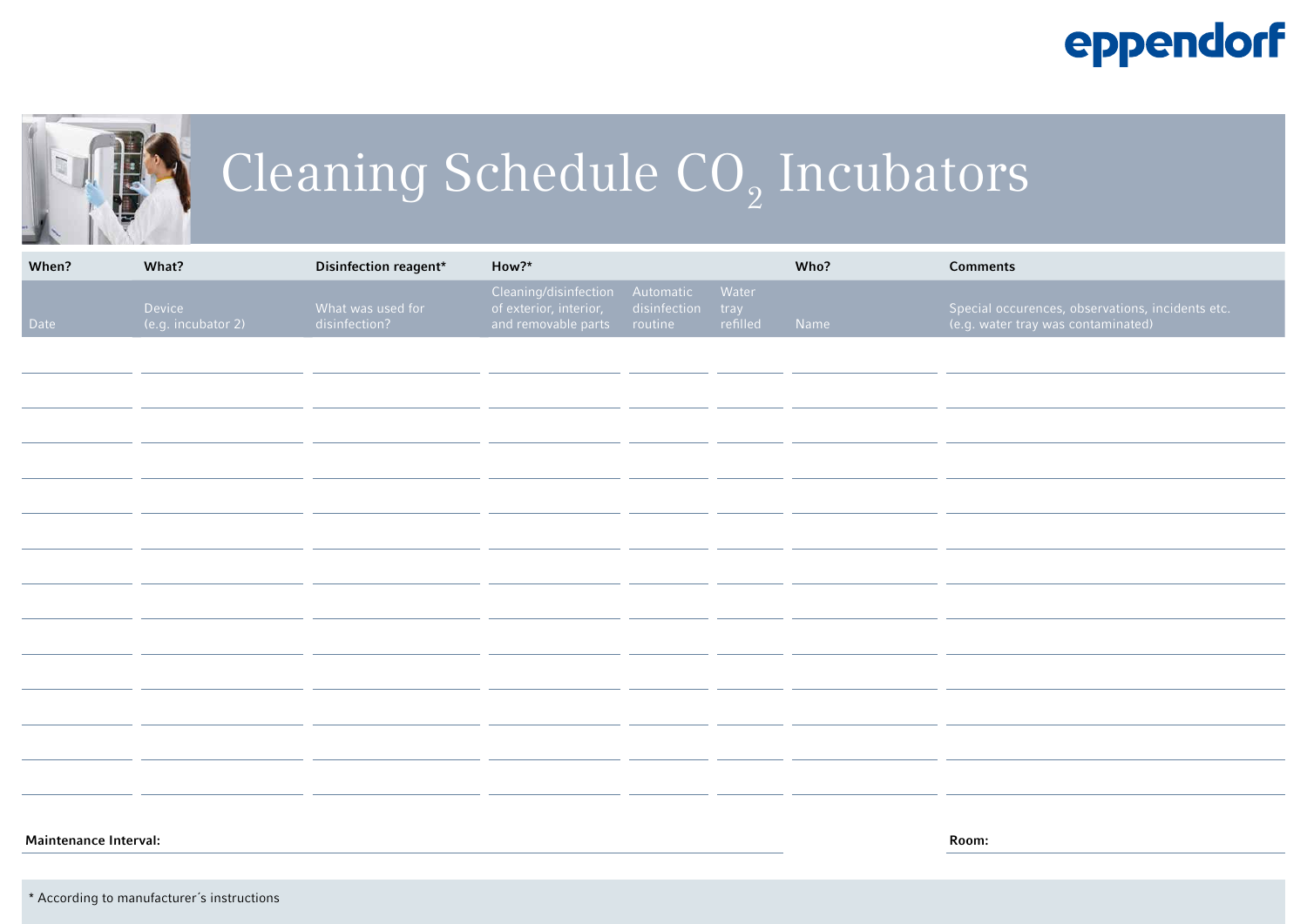eppendorf

# Cleaning Schedule $CO_2$ Incubators

| When? | What? | Disinfection reagent* | How?* | | | Who? | Comments |
|---|---|---|---|---|---|---|---|
| Date | Device (e.g. incubator 2) | What was used for disinfection? | Cleaning/disinfection of exterior, interior, and removable parts | Automatic disinfection routine | Water tray refilled | Name | Special occurences, observations, incidents etc. (e.g. water tray was contaminated) |
| | | | | | | | |
| | | | | | | | |
| | | | | | | | |
| | | | | | | | |
| | | | | | | | |
| | | | | | | | |
| | | | | | | | |
| | | | | | | | |
| | | | | | | | |
| | | | | | | | |
| | | | | | | | |
| | | | | | | | |
| | | | | | | | |

**Maintenance Interval:**

**Room:**

* According to manufacturer´s instructions